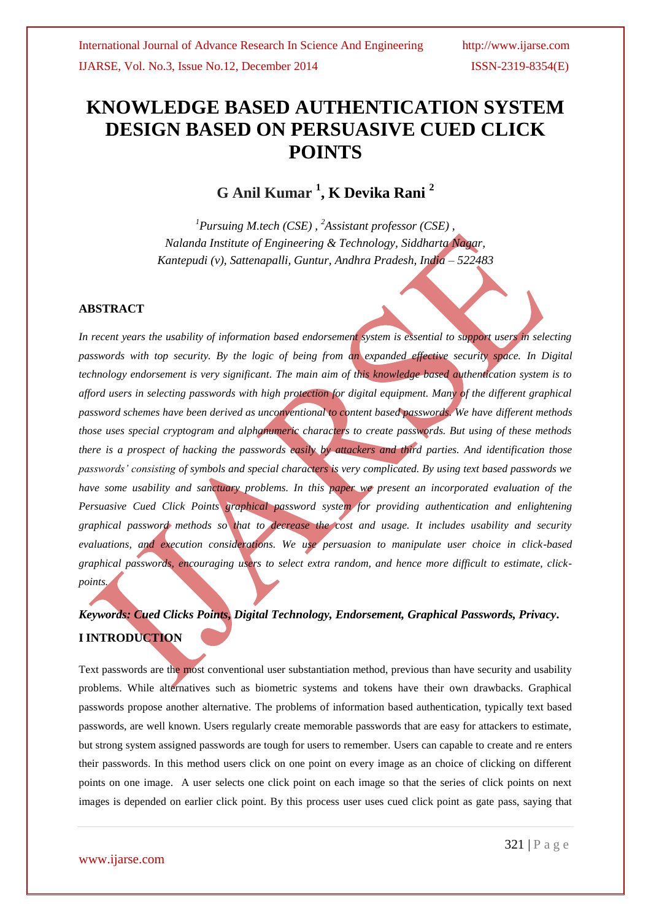# KNOWLEDGE BASED AUTHENTICATION SYSTEM DESIGN BASED ON PERSUASIVE CUED CLICK POINTS

## G Anil Kumar [1], K Devika Rani [2]

*[1]Pursuing M.tech (CSE) , [2]Assistant professor (CSE) ,*
*Nalanda Institute of Engineering & Technology, Siddharta Nagar,*
*Kantepudi (v), Sattenapalli, Guntur, Andhra Pradesh, India – 522483*

### ABSTRACT

*In recent years the usability of information based endorsement system is essential to support users in selecting passwords with top security. By the logic of being from an expanded effective security space. In Digital technology endorsement is very significant. The main aim of this knowledge based authentication system is to afford users in selecting passwords with high protection for digital equipment. Many of the different graphical password schemes have been derived as unconventional to content based passwords. We have different methods those uses special cryptogram and alphanumeric characters to create passwords. But using of these methods there is a prospect of hacking the passwords easily by attackers and third parties. And identification those passwords' consisting of symbols and special characters is very complicated. By using text based passwords we have some usability and sanctuary problems. In this paper we present an incorporated evaluation of the Persuasive Cued Click Points graphical password system for providing authentication and enlightening graphical password methods so that to decrease the cost and usage. It includes usability and security evaluations, and execution considerations. We use persuasion to manipulate user choice in click-based graphical passwords, encouraging users to select extra random, and hence more difficult to estimate, click-points.*

***Keywords: Cued Clicks Points, Digital Technology, Endorsement, Graphical Passwords, Privacy.***

### I INTRODUCTION

Text passwords are the most conventional user substantiation method, previous than have security and usability problems. While alternatives such as biometric systems and tokens have their own drawbacks. Graphical passwords propose another alternative. The problems of information based authentication, typically text based passwords, are well known. Users regularly create memorable passwords that are easy for attackers to estimate, but strong system assigned passwords are tough for users to remember. Users can capable to create and re enters their passwords. In this method users click on one point on every image as an choice of clicking on different points on one image. A user selects one click point on each image so that the series of click points on next images is depended on earlier click point. By this process user uses cued click point as gate pass, saying that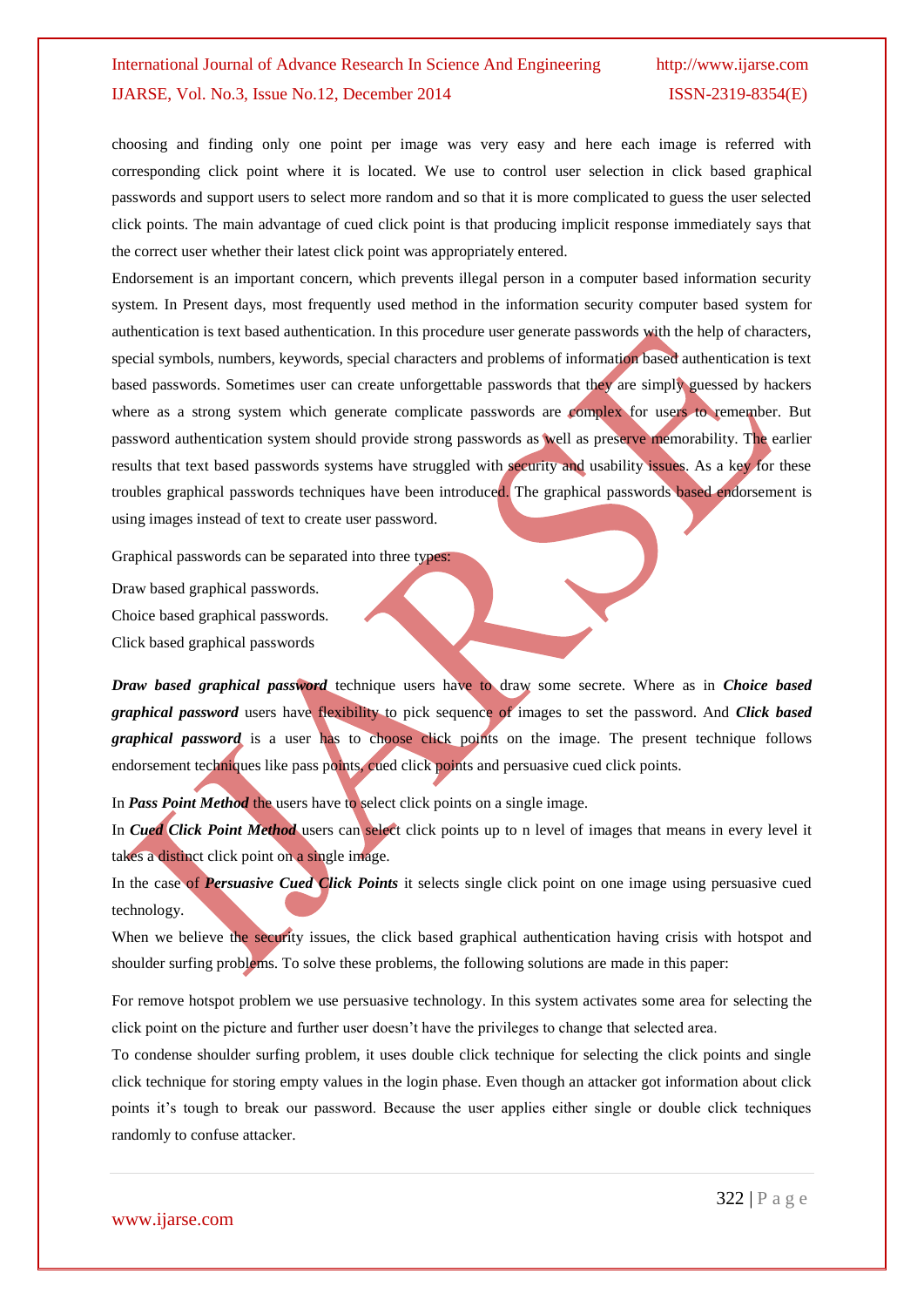choosing and finding only one point per image was very easy and here each image is referred with corresponding click point where it is located. We use to control user selection in click based graphical passwords and support users to select more random and so that it is more complicated to guess the user selected click points. The main advantage of cued click point is that producing implicit response immediately says that the correct user whether their latest click point was appropriately entered.

Endorsement is an important concern, which prevents illegal person in a computer based information security system. In Present days, most frequently used method in the information security computer based system for authentication is text based authentication. In this procedure user generate passwords with the help of characters, special symbols, numbers, keywords, special characters and problems of information based authentication is text based passwords. Sometimes user can create unforgettable passwords that they are simply guessed by hackers where as a strong system which generate complicate passwords are complex for users to remember. But password authentication system should provide strong passwords as well as preserve memorability. The earlier results that text based passwords systems have struggled with security and usability issues. As a key for these troubles graphical passwords techniques have been introduced. The graphical passwords based endorsement is using images instead of text to create user password.

Graphical passwords can be separated into three types:

Draw based graphical passwords.

Choice based graphical passwords.

Click based graphical passwords

***Draw based graphical password*** technique users have to draw some secrete. Where as in ***Choice based graphical password*** users have flexibility to pick sequence of images to set the password. And ***Click based graphical password*** is a user has to choose click points on the image. The present technique follows endorsement techniques like pass points, cued click points and persuasive cued click points.

In ***Pass Point Method*** the users have to select click points on a single image.

In ***Cued Click Point Method*** users can select click points up to n level of images that means in every level it takes a distinct click point on a single image.

In the case of ***Persuasive Cued Click Points*** it selects single click point on one image using persuasive cued technology.

When we believe the security issues, the click based graphical authentication having crisis with hotspot and shoulder surfing problems. To solve these problems, the following solutions are made in this paper:

For remove hotspot problem we use persuasive technology. In this system activates some area for selecting the click point on the picture and further user doesn't have the privileges to change that selected area.

To condense shoulder surfing problem, it uses double click technique for selecting the click points and single click technique for storing empty values in the login phase. Even though an attacker got information about click points it's tough to break our password. Because the user applies either single or double click techniques randomly to confuse attacker.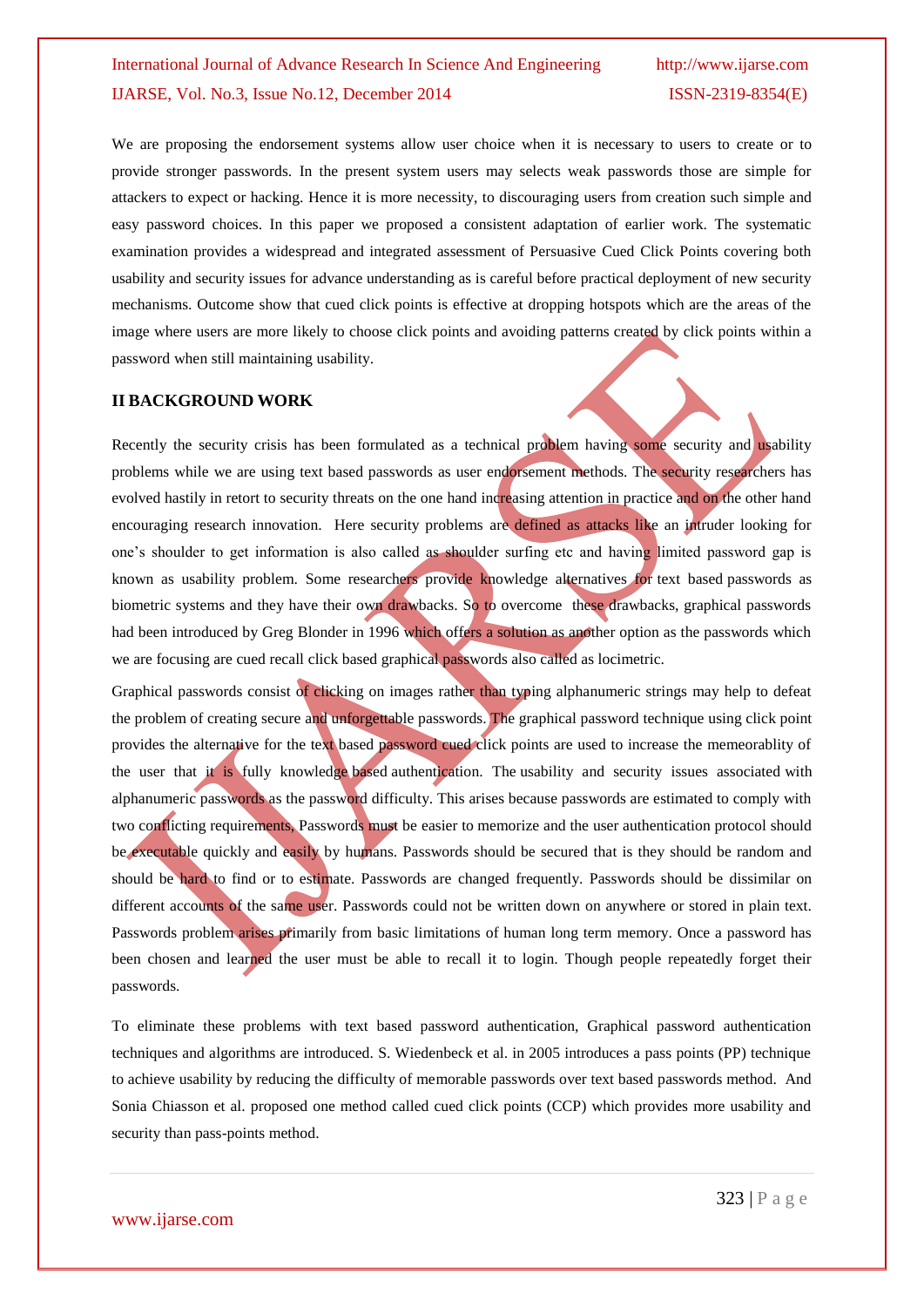We are proposing the endorsement systems allow user choice when it is necessary to users to create or to provide stronger passwords. In the present system users may selects weak passwords those are simple for attackers to expect or hacking. Hence it is more necessity, to discouraging users from creation such simple and easy password choices. In this paper we proposed a consistent adaptation of earlier work. The systematic examination provides a widespread and integrated assessment of Persuasive Cued Click Points covering both usability and security issues for advance understanding as is careful before practical deployment of new security mechanisms. Outcome show that cued click points is effective at dropping hotspots which are the areas of the image where users are more likely to choose click points and avoiding patterns created by click points within a password when still maintaining usability.

## II BACKGROUND WORK

Recently the security crisis has been formulated as a technical problem having some security and usability problems while we are using text based passwords as user endorsement methods. The security researchers has evolved hastily in retort to security threats on the one hand increasing attention in practice and on the other hand encouraging research innovation. Here security problems are defined as attacks like an intruder looking for one's shoulder to get information is also called as shoulder surfing etc and having limited password gap is known as usability problem. Some researchers provide knowledge alternatives for text based passwords as biometric systems and they have their own drawbacks. So to overcome these drawbacks, graphical passwords had been introduced by Greg Blonder in 1996 which offers a solution as another option as the passwords which we are focusing are cued recall click based graphical passwords also called as locimetric.

Graphical passwords consist of clicking on images rather than typing alphanumeric strings may help to defeat the problem of creating secure and unforgettable passwords. The graphical password technique using click point provides the alternative for the text based password cued click points are used to increase the memeorablity of the user that it is fully knowledge based authentication. The usability and security issues associated with alphanumeric passwords as the password difficulty. This arises because passwords are estimated to comply with two conflicting requirements, Passwords must be easier to memorize and the user authentication protocol should be executable quickly and easily by humans. Passwords should be secured that is they should be random and should be hard to find or to estimate. Passwords are changed frequently. Passwords should be dissimilar on different accounts of the same user. Passwords could not be written down on anywhere or stored in plain text. Passwords problem arises primarily from basic limitations of human long term memory. Once a password has been chosen and learned the user must be able to recall it to login. Though people repeatedly forget their passwords.

To eliminate these problems with text based password authentication, Graphical password authentication techniques and algorithms are introduced. S. Wiedenbeck et al. in 2005 introduces a pass points (PP) technique to achieve usability by reducing the difficulty of memorable passwords over text based passwords method. And Sonia Chiasson et al. proposed one method called cued click points (CCP) which provides more usability and security than pass-points method.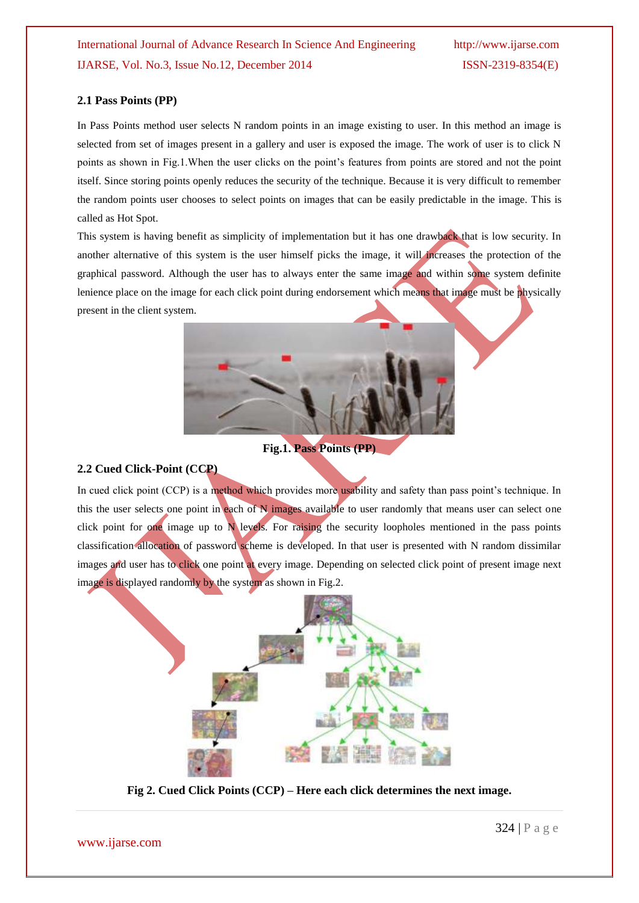### 2.1 Pass Points (PP)

In Pass Points method user selects N random points in an image existing to user. In this method an image is selected from set of images present in a gallery and user is exposed the image. The work of user is to click N points as shown in Fig.1.When the user clicks on the point's features from points are stored and not the point itself. Since storing points openly reduces the security of the technique. Because it is very difficult to remember the random points user chooses to select points on images that can be easily predictable in the image. This is called as Hot Spot.

This system is having benefit as simplicity of implementation but it has one drawback that is low security. In another alternative of this system is the user himself picks the image, it will increases the protection of the graphical password. Although the user has to always enter the same image and within some system definite lenience place on the image for each click point during endorsement which means that image must be physically present in the client system.

**Fig.1. Pass Points (PP)**

### 2.2 Cued Click-Point (CCP)

In cued click point (CCP) is a method which provides more usability and safety than pass point's technique. In this the user selects one point in each of N images available to user randomly that means user can select one click point for one image up to N levels. For raising the security loopholes mentioned in the pass points classification allocation of password scheme is developed. In that user is presented with N random dissimilar images and user has to click one point at every image. Depending on selected click point of present image next image is displayed randomly by the system as shown in Fig.2.

**Fig 2. Cued Click Points (CCP) – Here each click determines the next image.**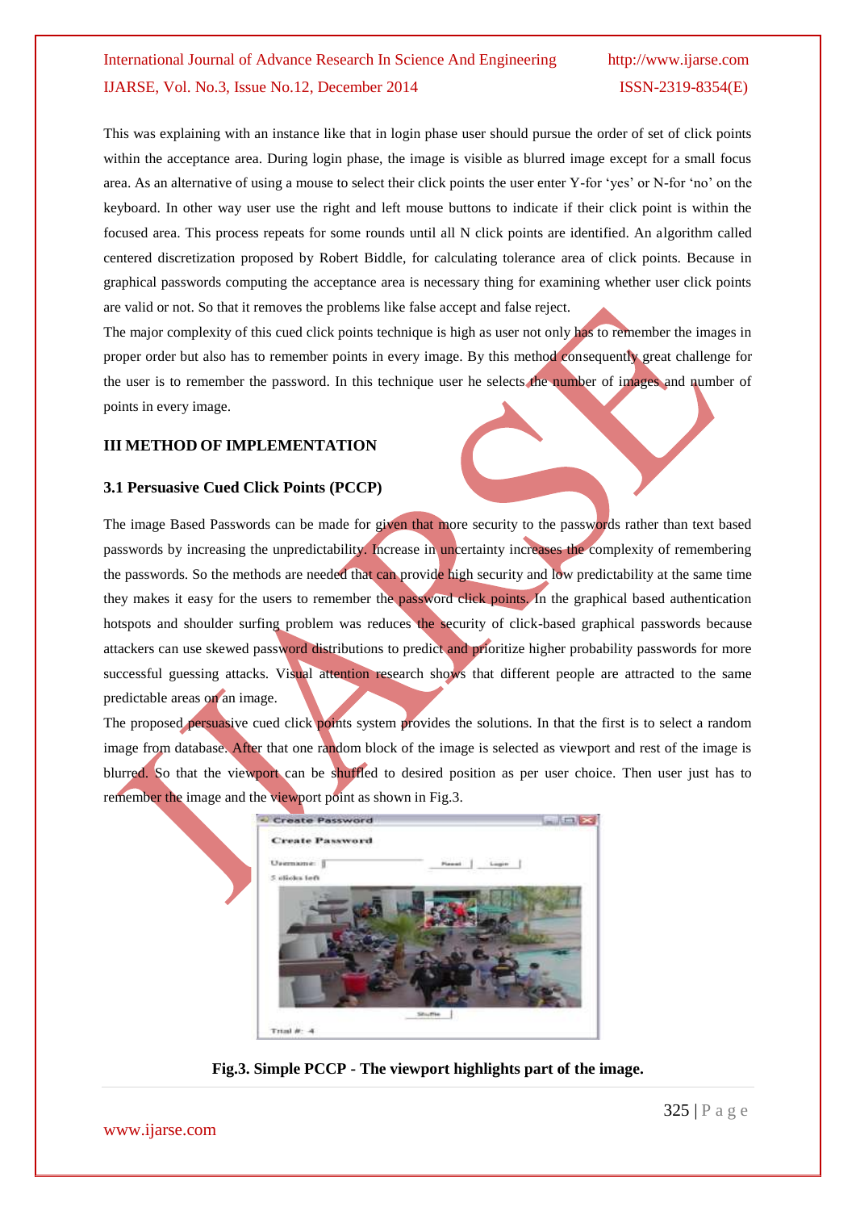This was explaining with an instance like that in login phase user should pursue the order of set of click points within the acceptance area. During login phase, the image is visible as blurred image except for a small focus area. As an alternative of using a mouse to select their click points the user enter Y-for 'yes' or N-for 'no' on the keyboard. In other way user use the right and left mouse buttons to indicate if their click point is within the focused area. This process repeats for some rounds until all N click points are identified. An algorithm called centered discretization proposed by Robert Biddle, for calculating tolerance area of click points. Because in graphical passwords computing the acceptance area is necessary thing for examining whether user click points are valid or not. So that it removes the problems like false accept and false reject.

The major complexity of this cued click points technique is high as user not only has to remember the images in proper order but also has to remember points in every image. By this method consequently great challenge for the user is to remember the password. In this technique user he selects the number of images and number of points in every image.

## III METHOD OF IMPLEMENTATION

### 3.1 Persuasive Cued Click Points (PCCP)

The image Based Passwords can be made for given that more security to the passwords rather than text based passwords by increasing the unpredictability. Increase in uncertainty increases the complexity of remembering the passwords. So the methods are needed that can provide high security and low predictability at the same time they makes it easy for the users to remember the password click points. In the graphical based authentication hotspots and shoulder surfing problem was reduces the security of click-based graphical passwords because attackers can use skewed password distributions to predict and prioritize higher probability passwords for more successful guessing attacks. Visual attention research shows that different people are attracted to the same predictable areas on an image.

The proposed persuasive cued click points system provides the solutions. In that the first is to select a random image from database. After that one random block of the image is selected as viewport and rest of the image is blurred. So that the viewport can be shuffled to desired position as per user choice. Then user just has to remember the image and the viewport point as shown in Fig.3.

**Fig.3. Simple PCCP - The viewport highlights part of the image.**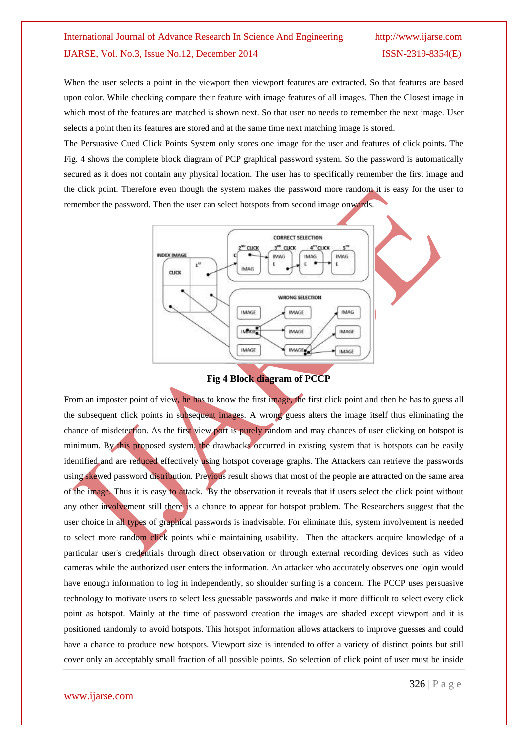When the user selects a point in the viewport then viewport features are extracted. So that features are based upon color. While checking compare their feature with image features of all images. Then the Closest image in which most of the features are matched is shown next. So that user no needs to remember the next image. User selects a point then its features are stored and at the same time next matching image is stored.

The Persuasive Cued Click Points System only stores one image for the user and features of click points. The Fig. 4 shows the complete block diagram of PCP graphical password system. So the password is automatically secured as it does not contain any physical location. The user has to specifically remember the first image and the click point. Therefore even though the system makes the password more random it is easy for the user to remember the password. Then the user can select hotspots from second image onwards.

**Fig 4 Block diagram of PCCP**

From an imposter point of view, he has to know the first image, the first click point and then he has to guess all the subsequent click points in subsequent images. A wrong guess alters the image itself thus eliminating the chance of misdetection. As the first view port is purely random and may chances of user clicking on hotspot is minimum. By this proposed system, the drawbacks occurred in existing system that is hotspots can be easily identified and are reduced effectively using hotspot coverage graphs. The Attackers can retrieve the passwords using skewed password distribution. Previous result shows that most of the people are attracted on the same area of the image. Thus it is easy to attack. By the observation it reveals that if users select the click point without any other involvement still there is a chance to appear for hotspot problem. The Researchers suggest that the user choice in all types of graphical passwords is inadvisable. For eliminate this, system involvement is needed to select more random click points while maintaining usability. Then the attackers acquire knowledge of a particular user's credentials through direct observation or through external recording devices such as video cameras while the authorized user enters the information. An attacker who accurately observes one login would have enough information to log in independently, so shoulder surfing is a concern. The PCCP uses persuasive technology to motivate users to select less guessable passwords and make it more difficult to select every click point as hotspot. Mainly at the time of password creation the images are shaded except viewport and it is positioned randomly to avoid hotspots. This hotspot information allows attackers to improve guesses and could have a chance to produce new hotspots. Viewport size is intended to offer a variety of distinct points but still cover only an acceptably small fraction of all possible points. So selection of click point of user must be inside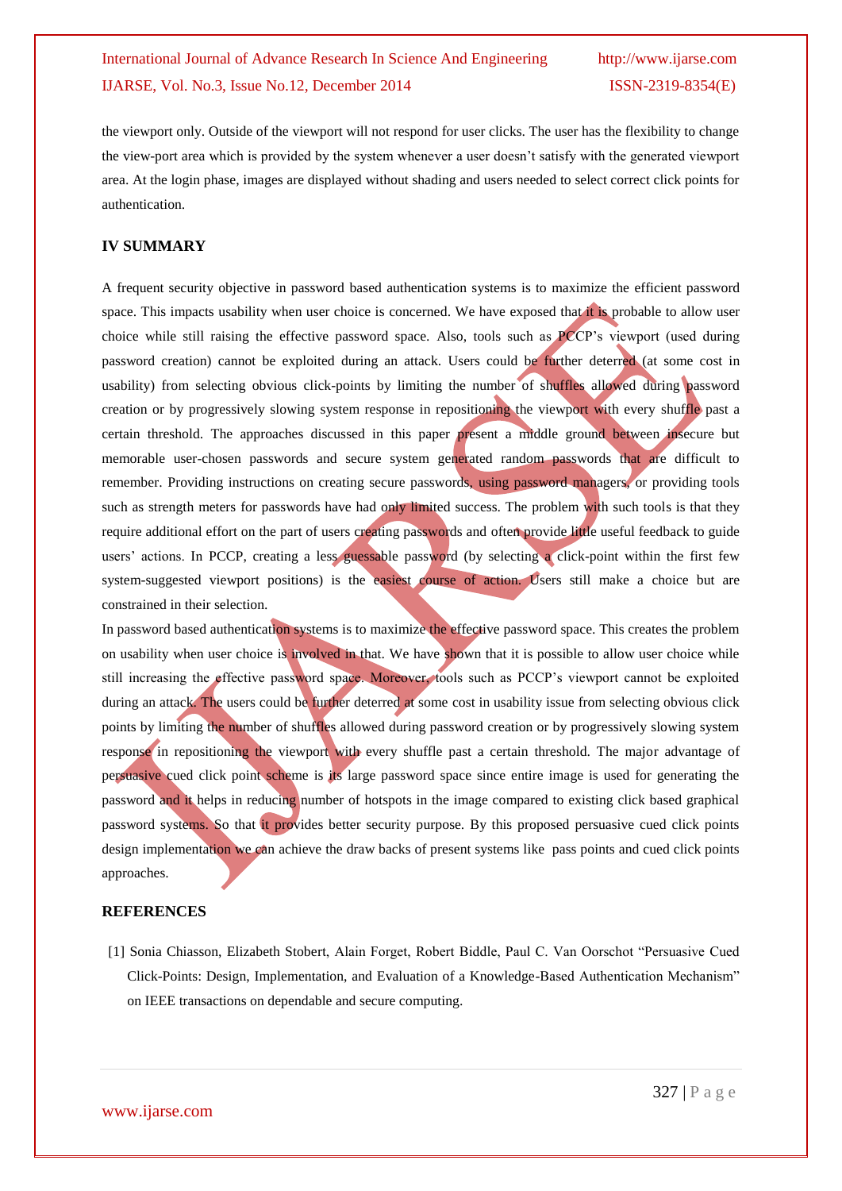the viewport only. Outside of the viewport will not respond for user clicks. The user has the flexibility to change the view-port area which is provided by the system whenever a user doesn't satisfy with the generated viewport area. At the login phase, images are displayed without shading and users needed to select correct click points for authentication.

## IV SUMMARY

A frequent security objective in password based authentication systems is to maximize the efficient password space. This impacts usability when user choice is concerned. We have exposed that it is probable to allow user choice while still raising the effective password space. Also, tools such as PCCP's viewport (used during password creation) cannot be exploited during an attack. Users could be further deterred (at some cost in usability) from selecting obvious click-points by limiting the number of shuffles allowed during password creation or by progressively slowing system response in repositioning the viewport with every shuffle past a certain threshold. The approaches discussed in this paper present a middle ground between insecure but memorable user-chosen passwords and secure system generated random passwords that are difficult to remember. Providing instructions on creating secure passwords, using password managers, or providing tools such as strength meters for passwords have had only limited success. The problem with such tools is that they require additional effort on the part of users creating passwords and often provide little useful feedback to guide users' actions. In PCCP, creating a less guessable password (by selecting a click-point within the first few system-suggested viewport positions) is the easiest course of action. Users still make a choice but are constrained in their selection.

In password based authentication systems is to maximize the effective password space. This creates the problem on usability when user choice is involved in that. We have shown that it is possible to allow user choice while still increasing the effective password space. Moreover, tools such as PCCP's viewport cannot be exploited during an attack. The users could be further deterred at some cost in usability issue from selecting obvious click points by limiting the number of shuffles allowed during password creation or by progressively slowing system response in repositioning the viewport with every shuffle past a certain threshold. The major advantage of persuasive cued click point scheme is its large password space since entire image is used for generating the password and it helps in reducing number of hotspots in the image compared to existing click based graphical password systems. So that it provides better security purpose. By this proposed persuasive cued click points design implementation we can achieve the draw backs of present systems like pass points and cued click points approaches.

## REFERENCES

[1] Sonia Chiasson, Elizabeth Stobert, Alain Forget, Robert Biddle, Paul C. Van Oorschot "Persuasive Cued Click-Points: Design, Implementation, and Evaluation of a Knowledge-Based Authentication Mechanism" on IEEE transactions on dependable and secure computing.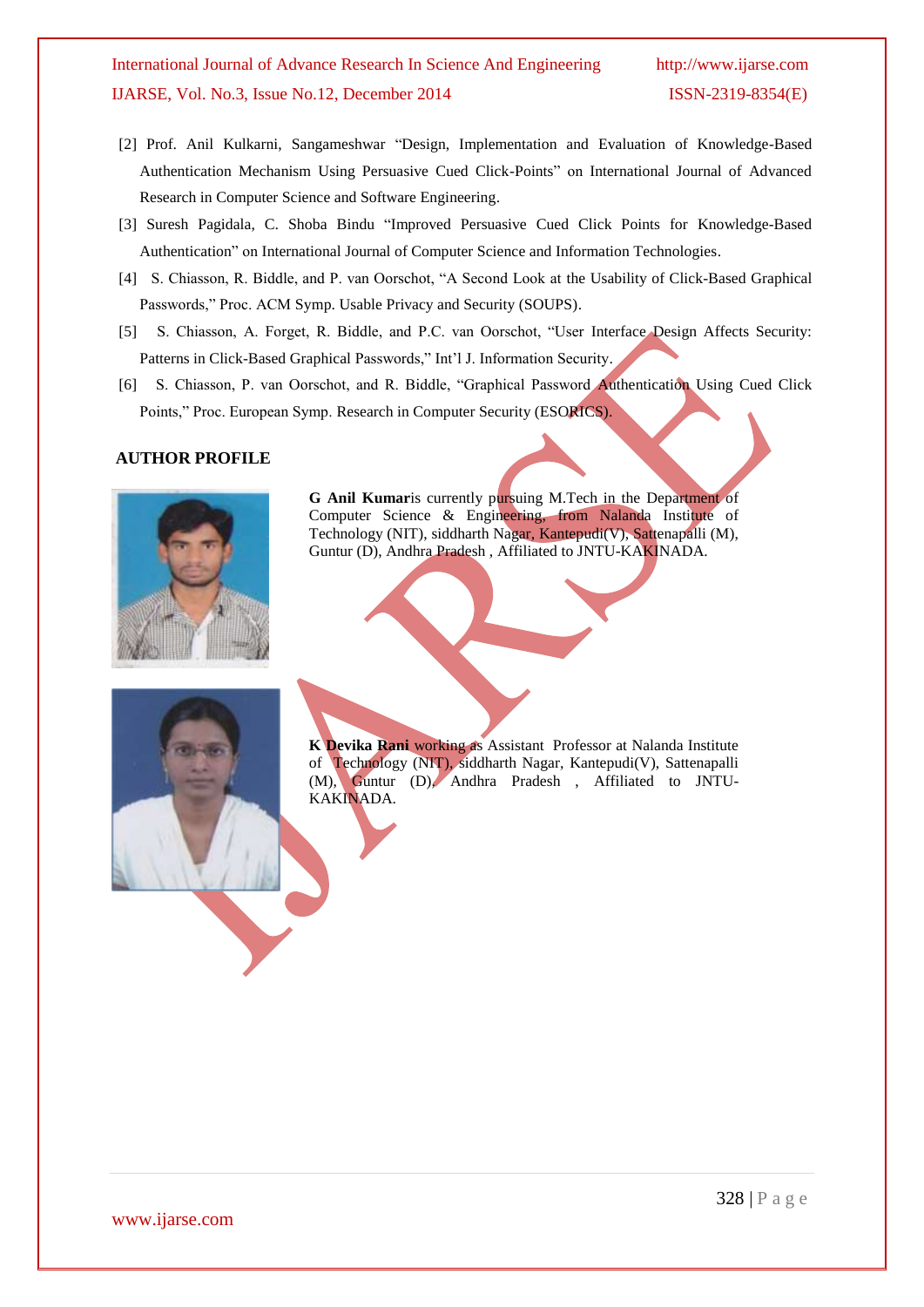[2] Prof. Anil Kulkarni, Sangameshwar "Design, Implementation and Evaluation of Knowledge-Based Authentication Mechanism Using Persuasive Cued Click-Points" on International Journal of Advanced Research in Computer Science and Software Engineering.

[3] Suresh Pagidala, C. Shoba Bindu "Improved Persuasive Cued Click Points for Knowledge-Based Authentication" on International Journal of Computer Science and Information Technologies.

[4] S. Chiasson, R. Biddle, and P. van Oorschot, "A Second Look at the Usability of Click-Based Graphical Passwords," Proc. ACM Symp. Usable Privacy and Security (SOUPS).

[5] S. Chiasson, A. Forget, R. Biddle, and P.C. van Oorschot, "User Interface Design Affects Security: Patterns in Click-Based Graphical Passwords," Int'l J. Information Security.

[6] S. Chiasson, P. van Oorschot, and R. Biddle, "Graphical Password Authentication Using Cued Click Points," Proc. European Symp. Research in Computer Security (ESORICS).

## AUTHOR PROFILE

**G Anil Kumar**is currently pursuing M.Tech in the Department of Computer Science & Engineering, from Nalanda Institute of Technology (NIT), siddharth Nagar, Kantepudi(V), Sattenapalli (M), Guntur (D), Andhra Pradesh , Affiliated to JNTU-KAKINADA.

**K Devika Rani** working as Assistant Professor at Nalanda Institute of Technology (NIT), siddharth Nagar, Kantepudi(V), Sattenapalli (M), Guntur (D), Andhra Pradesh , Affiliated to JNTU-KAKINADA.